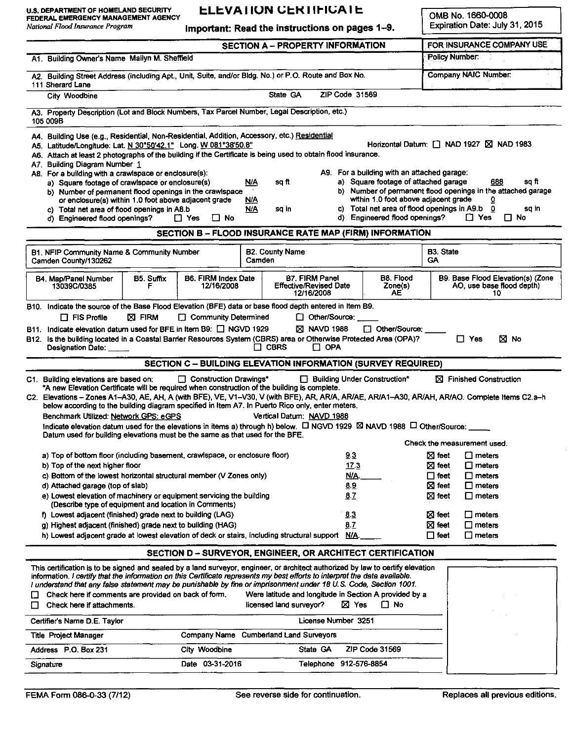U.S. DEPARTMENT OF HOMELAND SECURITY
FEDERAL EMERGENCY MANAGEMENT AGENCY
*National Flood Insurance Program*

# ELEVATION CERTIFICATE

**Important: Read the instructions on pages 1–9.**

OMB No. 1660-0008
Expiration Date: July 31, 2015

## SECTION A – PROPERTY INFORMATION

FOR INSURANCE COMPANY USE
Policy Number:
Company NAIC Number:

A1. Building Owner's Name Mailyn M. Sheffield

A2. Building Street Address (including Apt., Unit, Suite, and/or Bldg. No.) or P.O. Route and Box No.
111 Sherard Lane

City Woodbine State GA ZIP Code 31569

A3. Property Description (Lot and Block Numbers, Tax Parcel Number, Legal Description, etc.)
105 009B

A4. Building Use (e.g., Residential, Non-Residential, Addition, Accessory, etc.) Residential

A5. Latitude/Longitude: Lat. N 30°50'42.1" Long. W 081°38'50.8" Horizontal Datum: ☐ NAD 1927 ☒ NAD 1983

A6. Attach at least 2 photographs of the building if the Certificate is being used to obtain flood insurance.

A7. Building Diagram Number 1

A8. For a building with a crawlspace or enclosure(s):
- a) Square footage of crawlspace or enclosure(s) N/A sq ft
- b) Number of permanent flood openings in the crawlspace or enclosure(s) within 1.0 foot above adjacent grade N/A
- c) Total net area of flood openings in A8.b N/A sq in
- d) Engineered flood openings? ☐ Yes ☐ No

A9. For a building with an attached garage:
- a) Square footage of attached garage 688 sq ft
- b) Number of permanent flood openings in the attached garage within 1.0 foot above adjacent grade 0
- c) Total net area of flood openings in A9.b 0 sq in
- d) Engineered flood openings? ☐ Yes ☐ No

## SECTION B – FLOOD INSURANCE RATE MAP (FIRM) INFORMATION

| B1. NFIP Community Name & Community Number | B2. County Name | B3. State |
|---|---|---|
| Camden County/130262 | Camden | GA |

| B4. Map/Panel Number | B5. Suffix | B6. FIRM Index Date | B7. FIRM Panel Effective/Revised Date | B8. Flood Zone(s) | B9. Base Flood Elevation(s) (Zone AO, use base flood depth) |
|---|---|---|---|---|---|
| 13039C/0385 | F | 12/16/2008 | 12/16/2008 | AE | 10 |

B10. Indicate the source of the Base Flood Elevation (BFE) data or base flood depth entered in Item B9.
☐ FIS Profile ☒ FIRM ☐ Community Determined ☐ Other/Source: _____

B11. Indicate elevation datum used for BFE in Item B9: ☐ NGVD 1929 ☒ NAVD 1988 ☐ Other/Source: _____

B12. Is the building located in a Coastal Barrier Resources System (CBRS) area or Otherwise Protected Area (OPA)? ☐ Yes ☒ No
Designation Date: _____ ☐ CBRS ☐ OPA

## SECTION C – BUILDING ELEVATION INFORMATION (SURVEY REQUIRED)

C1. Building elevations are based on: ☐ Construction Drawings* ☐ Building Under Construction* ☒ Finished Construction
*A new Elevation Certificate will be required when construction of the building is complete.

C2. Elevations – Zones A1–A30, AE, AH, A (with BFE), VE, V1–V30, V (with BFE), AR, AR/A, AR/AE, AR/A1–A30, AR/AH, AR/AO. Complete Items C2.a–h below according to the building diagram specified in Item A7. In Puerto Rico only, enter meters.

Benchmark Utilized: Network GPS: eGPS Vertical Datum: NAVD 1988

Indicate elevation datum used for the elevations in items a) through h) below. ☐ NGVD 1929 ☒ NAVD 1988 ☐ Other/Source: _____
Datum used for building elevations must be the same as that used for the BFE.

Check the measurement used.

| Item | Elevation | Feet | Meters |
|---|---|---|---|
| a) Top of bottom floor (including basement, crawlspace, or enclosure floor) | 9.3 | ☒ feet | ☐ meters |
| b) Top of the next higher floor | 17.3 | ☒ feet | ☐ meters |
| c) Bottom of the lowest horizontal structural member (V Zones only) | N/A. | ☐ feet | ☐ meters |
| d) Attached garage (top of slab) | 8.9 | ☒ feet | ☐ meters |
| e) Lowest elevation of machinery or equipment servicing the building (Describe type of equipment and location in Comments) | 8.7 | ☒ feet | ☐ meters |
| f) Lowest adjacent (finished) grade next to building (LAG) | 8.3 | ☒ feet | ☐ meters |
| g) Highest adjacent (finished) grade next to building (HAG) | 8.7 | ☒ feet | ☐ meters |
| h) Lowest adjacent grade at lowest elevation of deck or stairs, including structural support | N/A. | ☐ feet | ☐ meters |

## SECTION D – SURVEYOR, ENGINEER, OR ARCHITECT CERTIFICATION

This certification is to be signed and sealed by a land surveyor, engineer, or architect authorized by law to certify elevation information. *I certify that the information on this Certificate represents my best efforts to interpret the data available. I understand that any false statement may be punishable by fine or imprisonment under 18 U.S. Code, Section 1001.*

☐ Check here if comments are provided on back of form.
☐ Check here if attachments.

Were latitude and longitude in Section A provided by a licensed land surveyor? ☒ Yes ☐ No

Certifier's Name D.E. Taylor License Number 3251

Title Project Manager Company Name Cumberland Land Surveyors

Address P.O. Box 231 City Woodbine State GA ZIP Code 31569

Signature Date 03-31-2016 Telephone 912-576-8854

FEMA Form 086-0-33 (7/12) See reverse side for continuation. Replaces all previous editions.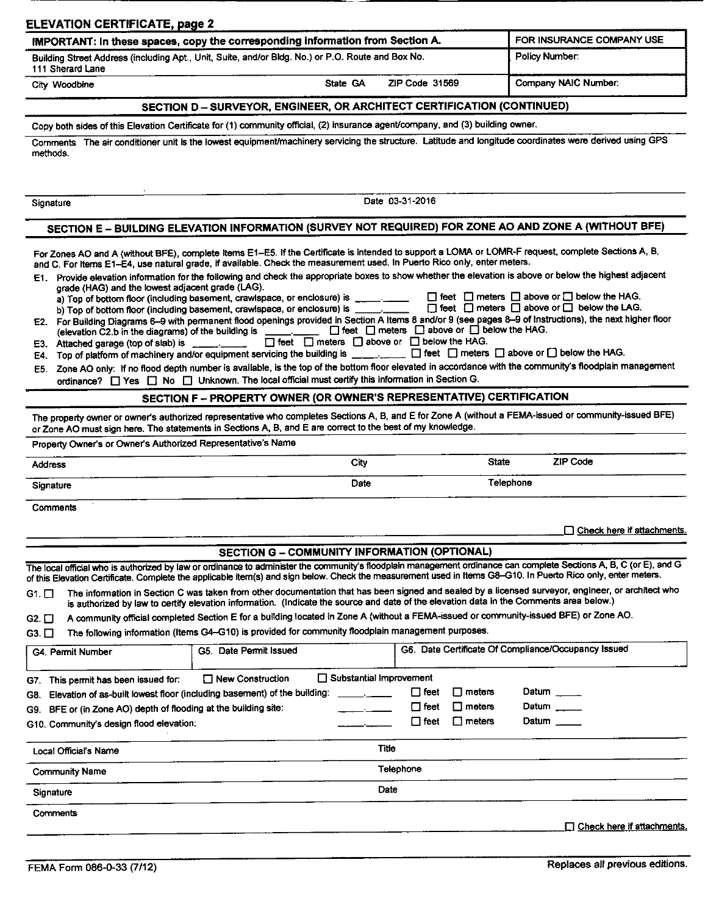## ELEVATION CERTIFICATE, page 2

| IMPORTANT: In these spaces, copy the corresponding information from Section A. | | | FOR INSURANCE COMPANY USE |
|---|---|---|---|
| Building Street Address (including Apt., Unit, Suite, and/or Bldg. No.) or P.O. Route and Box No. 111 Sherard Lane | | | Policy Number: |
| City Woodbine | State GA | ZIP Code 31569 | Company NAIC Number: |

### SECTION D – SURVEYOR, ENGINEER, OR ARCHITECT CERTIFICATION (CONTINUED)

Copy both sides of this Elevation Certificate for (1) community official, (2) insurance agent/company, and (3) building owner.

Comments The air conditioner unit is the lowest equipment/machinery servicing the structure. Latitude and longitude coordinates were derived using GPS methods.

Signature

Date 03-31-2016

### SECTION E – BUILDING ELEVATION INFORMATION (SURVEY NOT REQUIRED) FOR ZONE AO AND ZONE A (WITHOUT BFE)

For Zones AO and A (without BFE), complete Items E1–E5. If the Certificate is intended to support a LOMA or LOMR-F request, complete Sections A, B, and C. For Items E1–E4, use natural grade, if available. Check the measurement used. In Puerto Rico only, enter meters.

E1. Provide elevation information for the following and check the appropriate boxes to show whether the elevation is above or below the highest adjacent grade (HAG) and the lowest adjacent grade (LAG).
  a) Top of bottom floor (including basement, crawlspace, or enclosure) is _____._____ ☐ feet ☐ meters ☐ above or ☐ below the HAG.
  b) Top of bottom floor (including basement, crawlspace, or enclosure) is _____._____ ☐ feet ☐ meters ☐ above or ☐ below the LAG.

E2. For Building Diagrams 6–9 with permanent flood openings provided in Section A Items 8 and/or 9 (see pages 8–9 of Instructions), the next higher floor (elevation C2.b in the diagrams) of the building is _____._____ ☐ feet ☐ meters ☐ above or ☐ below the HAG.

E3. Attached garage (top of slab) is _____._____ ☐ feet ☐ meters ☐ above or ☐ below the HAG.

E4. Top of platform of machinery and/or equipment servicing the building is _____._____ ☐ feet ☐ meters ☐ above or ☐ below the HAG.

E5. Zone AO only: If no flood depth number is available, is the top of the bottom floor elevated in accordance with the community's floodplain management ordinance? ☐ Yes ☐ No ☐ Unknown. The local official must certify this information in Section G.

### SECTION F – PROPERTY OWNER (OR OWNER'S REPRESENTATIVE) CERTIFICATION

The property owner or owner's authorized representative who completes Sections A, B, and E for Zone A (without a FEMA-issued or community-issued BFE) or Zone AO must sign here. The statements in Sections A, B, and E are correct to the best of my knowledge.

Property Owner's or Owner's Authorized Representative's Name

| Address | City | State | ZIP Code |
|---|---|---|---|
| Signature | Date | Telephone | |

Comments

☐ Check here if attachments.

### SECTION G – COMMUNITY INFORMATION (OPTIONAL)

The local official who is authorized by law or ordinance to administer the community's floodplain management ordinance can complete Sections A, B, C (or E), and G of this Elevation Certificate. Complete the applicable item(s) and sign below. Check the measurement used in Items G8–G10. In Puerto Rico only, enter meters.

G1. ☐ The information in Section C was taken from other documentation that has been signed and sealed by a licensed surveyor, engineer, or architect who is authorized by law to certify elevation information. (Indicate the source and date of the elevation data in the Comments area below.)

G2. ☐ A community official completed Section E for a building located in Zone A (without a FEMA-issued or community-issued BFE) or Zone AO.

G3. ☐ The following information (Items G4–G10) is provided for community floodplain management purposes.

| G4. Permit Number | G5. Date Permit Issued | G6. Date Certificate Of Compliance/Occupancy Issued |
|---|---|---|
| | | |

G7. This permit has been issued for: ☐ New Construction ☐ Substantial Improvement

G8. Elevation of as-built lowest floor (including basement) of the building: _____._____ ☐ feet ☐ meters Datum _____

G9. BFE or (in Zone AO) depth of flooding at the building site: _____._____ ☐ feet ☐ meters Datum _____

G10. Community's design flood elevation: _____._____ ☐ feet ☐ meters Datum _____

| Local Official's Name | Title |
|---|---|
| Community Name | Telephone |
| Signature | Date |

Comments

☐ Check here if attachments.

FEMA Form 086-0-33 (7/12) Replaces all previous editions.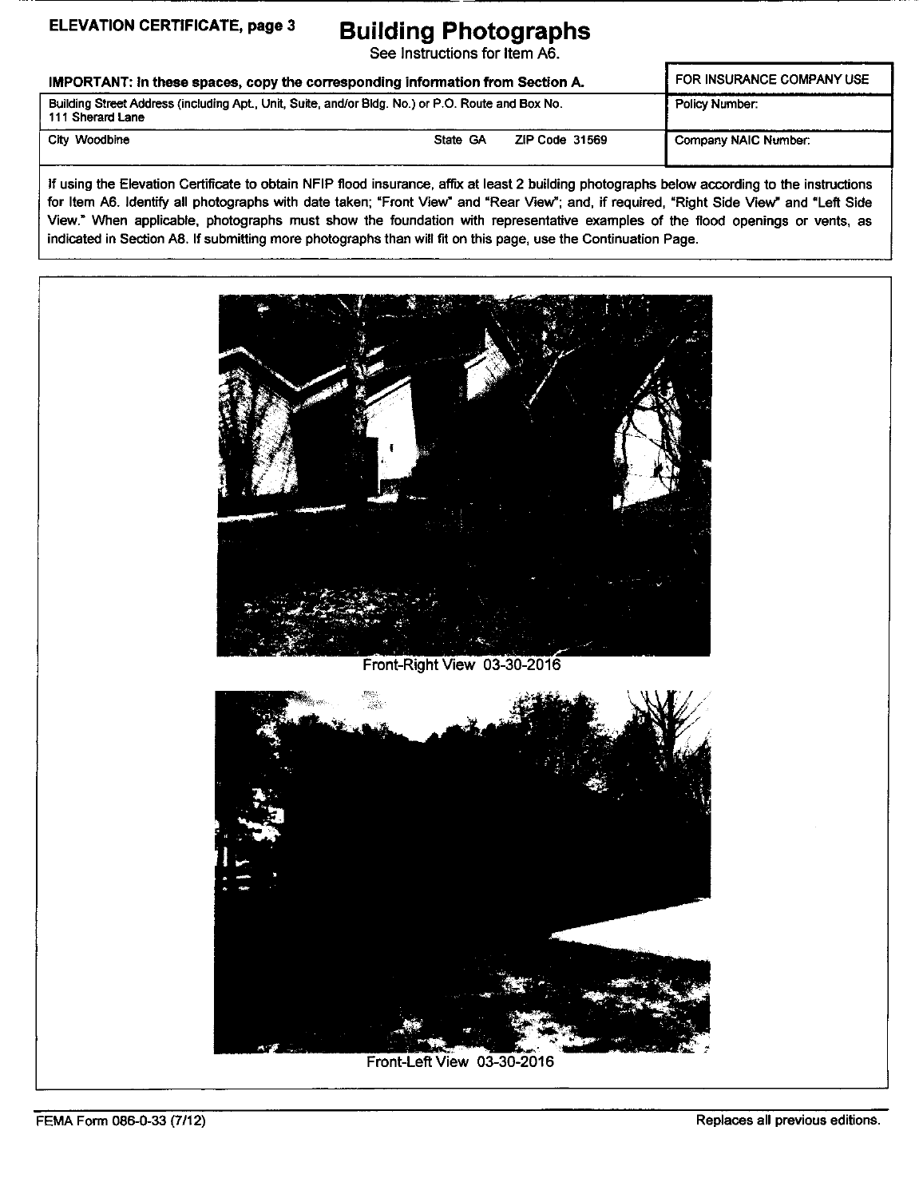**ELEVATION CERTIFICATE, page 3**

# Building Photographs

See Instructions for Item A6.

| IMPORTANT: In these spaces, copy the corresponding information from Section A. | | | FOR INSURANCE COMPANY USE |
|---|---|---|---|
| Building Street Address (including Apt., Unit, Suite, and/or Bldg. No.) or P.O. Route and Box No. 111 Sherard Lane | | | Policy Number: |
| City Woodbine | State GA | ZIP Code 31569 | Company NAIC Number: |

If using the Elevation Certificate to obtain NFIP flood insurance, affix at least 2 building photographs below according to the instructions for Item A6. Identify all photographs with date taken; "Front View" and "Rear View"; and, if required, "Right Side View" and "Left Side View." When applicable, photographs must show the foundation with representative examples of the flood openings or vents, as indicated in Section A8. If submitting more photographs than will fit on this page, use the Continuation Page.

Front-Right View 03-30-2016

Front-Left View 03-30-2016

FEMA Form 086-0-33 (7/12) Replaces all previous editions.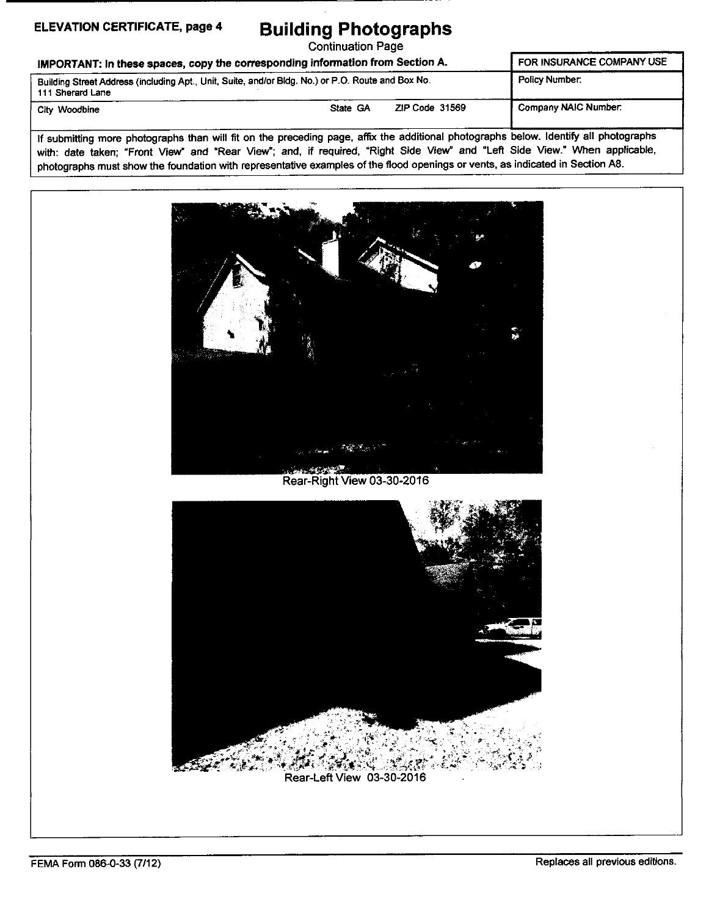**ELEVATION CERTIFICATE, page 4**

# Building Photographs

Continuation Page

| **IMPORTANT: In these spaces, copy the corresponding information from Section A.** | | | FOR INSURANCE COMPANY USE |
|---|---|---|---|
| Building Street Address (including Apt., Unit, Suite, and/or Bldg. No.) or P.O. Route and Box No. 111 Sherard Lane | | | Policy Number: |
| City Woodbine | State GA | ZIP Code 31569 | Company NAIC Number: |

If submitting more photographs than will fit on the preceding page, affix the additional photographs below. Identify all photographs with: date taken; "Front View" and "Rear View"; and, if required, "Right Side View" and "Left Side View." When applicable, photographs must show the foundation with representative examples of the flood openings or vents, as indicated in Section A8.

Rear-Right View 03-30-2016

Rear-Left View 03-30-2016

FEMA Form 086-0-33 (7/12) Replaces all previous editions.